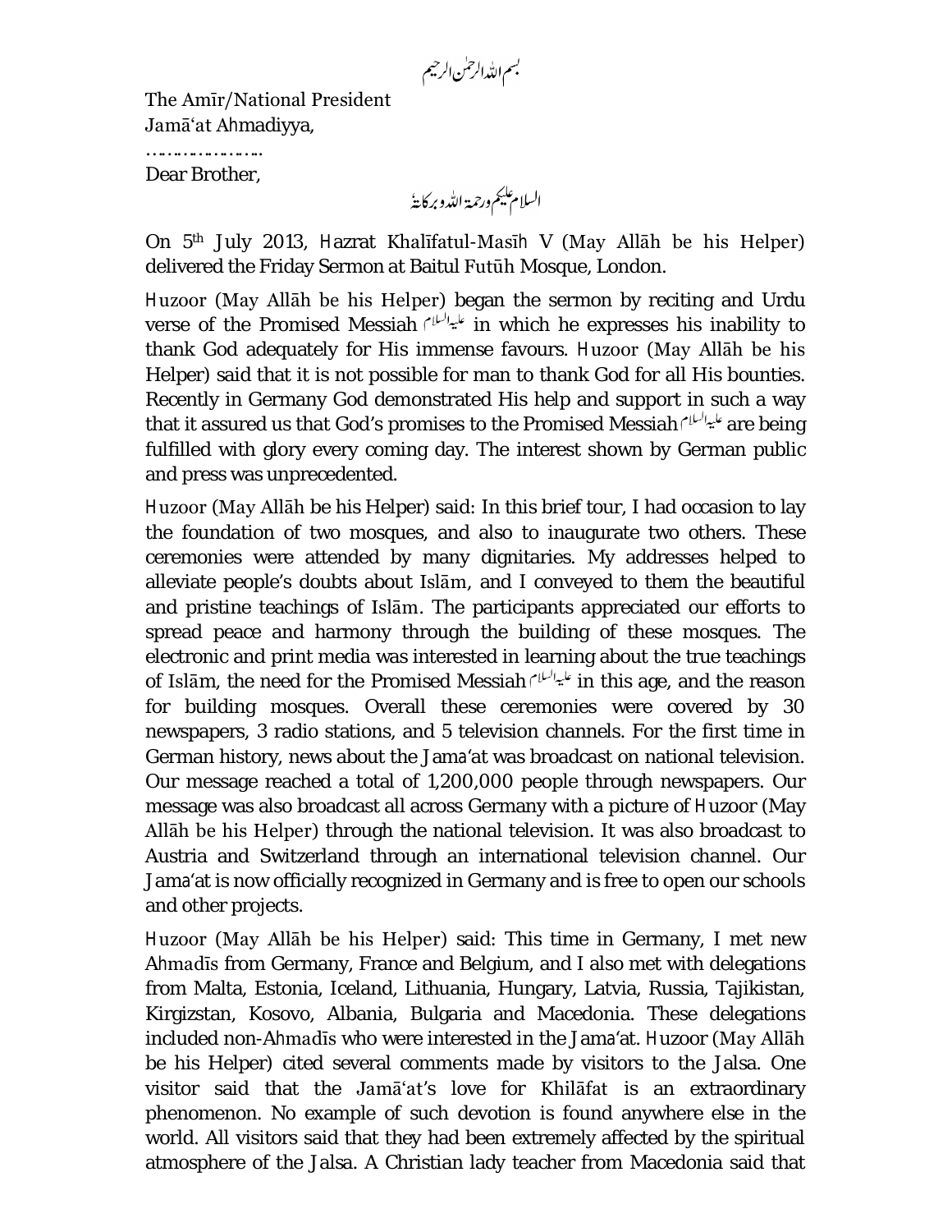بسم اللہ الرحمٰن الرحیم

The Amīr/National President
Jamā'at Ahmadiyya,

…………………

Dear Brother,

السلام علیکم ورحمۃ اللہ وبرکاتہٗ

On 5th July 2013, Hazrat Khalīfatul-Masīh V (May Allāh be his Helper) delivered the Friday Sermon at Baitul Futūh Mosque, London.

Huzoor (May Allāh be his Helper) began the sermon by reciting and Urdu verse of the Promised Messiah علیہ السلام in which he expresses his inability to thank God adequately for His immense favours. Huzoor (May Allāh be his Helper) said that it is not possible for man to thank God for all His bounties. Recently in Germany God demonstrated His help and support in such a way that it assured us that God's promises to the Promised Messiah علیہ السلام are being fulfilled with glory every coming day. The interest shown by German public and press was unprecedented.

Huzoor (May Allāh be his Helper) said: In this brief tour, I had occasion to lay the foundation of two mosques, and also to inaugurate two others. These ceremonies were attended by many dignitaries. My addresses helped to alleviate people's doubts about Islām, and I conveyed to them the beautiful and pristine teachings of Islām. The participants appreciated our efforts to spread peace and harmony through the building of these mosques. The electronic and print media was interested in learning about the true teachings of Islām, the need for the Promised Messiah علیہ السلام in this age, and the reason for building mosques. Overall these ceremonies were covered by 30 newspapers, 3 radio stations, and 5 television channels. For the first time in German history, news about the Jama'at was broadcast on national television. Our message reached a total of 1,200,000 people through newspapers. Our message was also broadcast all across Germany with a picture of Huzoor (May Allāh be his Helper) through the national television. It was also broadcast to Austria and Switzerland through an international television channel. Our Jama'at is now officially recognized in Germany and is free to open our schools and other projects.

Huzoor (May Allāh be his Helper) said: This time in Germany, I met new Ahmadīs from Germany, France and Belgium, and I also met with delegations from Malta, Estonia, Iceland, Lithuania, Hungary, Latvia, Russia, Tajikistan, Kirgizstan, Kosovo, Albania, Bulgaria and Macedonia. These delegations included non-Ahmadīs who were interested in the Jama'at. Huzoor (May Allāh be his Helper) cited several comments made by visitors to the Jalsa. One visitor said that the Jamā'at's love for Khilāfat is an extraordinary phenomenon. No example of such devotion is found anywhere else in the world. All visitors said that they had been extremely affected by the spiritual atmosphere of the Jalsa. A Christian lady teacher from Macedonia said that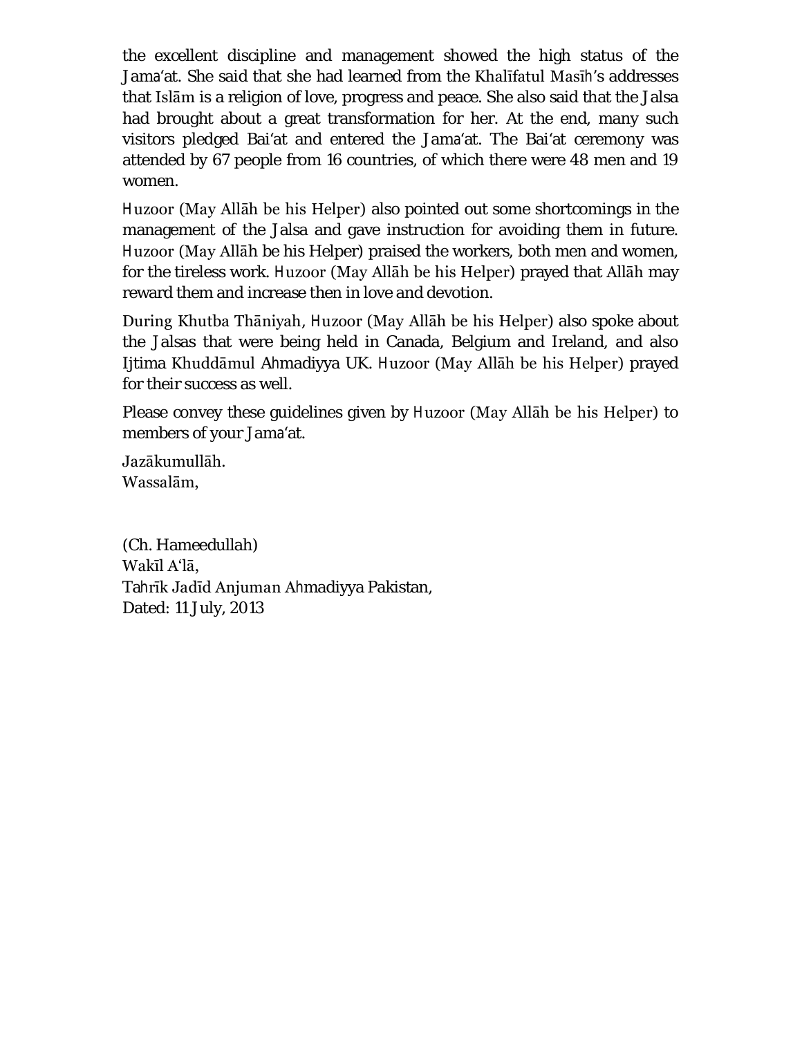the excellent discipline and management showed the high status of the Jama'at. She said that she had learned from the Khalīfatul Masīh's addresses that Islām is a religion of love, progress and peace. She also said that the Jalsa had brought about a great transformation for her. At the end, many such visitors pledged Bai'at and entered the Jama'at. The Bai'at ceremony was attended by 67 people from 16 countries, of which there were 48 men and 19 women.

Huzoor (May Allāh be his Helper) also pointed out some shortcomings in the management of the Jalsa and gave instruction for avoiding them in future. Huzoor (May Allāh be his Helper) praised the workers, both men and women, for the tireless work. Huzoor (May Allāh be his Helper) prayed that Allāh may reward them and increase then in love and devotion.

During Khutba Thāniyah, Huzoor (May Allāh be his Helper) also spoke about the Jalsas that were being held in Canada, Belgium and Ireland, and also Ijtima Khuddāmul Ahmadiyya UK. Huzoor (May Allāh be his Helper) prayed for their success as well.

Please convey these guidelines given by Huzoor (May Allāh be his Helper) to members of your Jama'at.

Jazākumullāh.
Wassalām,

(Ch. Hameedullah)
Wakīl A'lā,
Tahrīk Jadīd Anjuman Ahmadiyya Pakistan,
Dated: 11 July, 2013